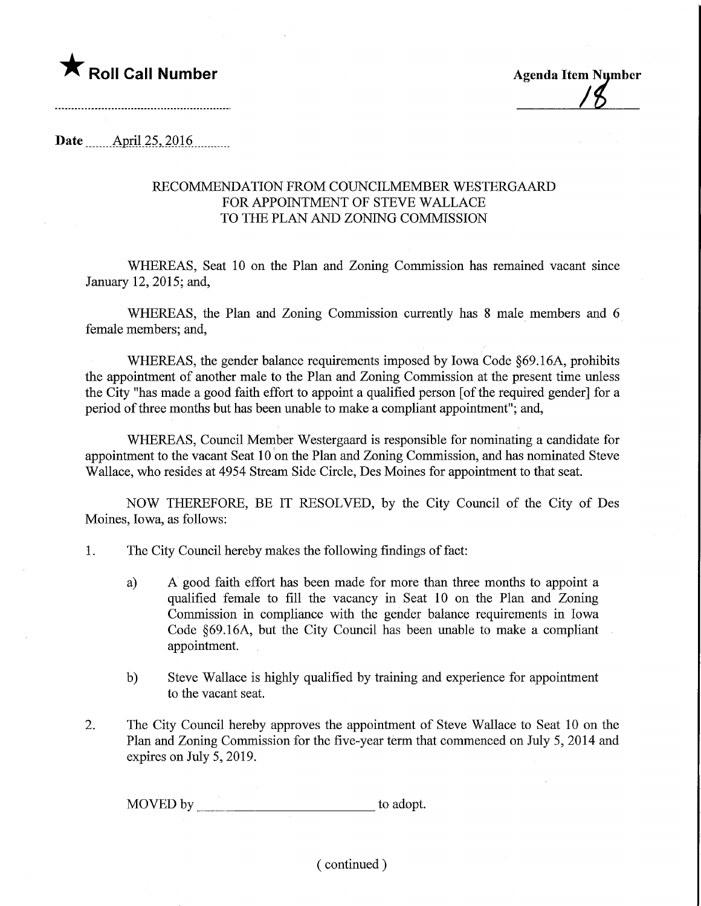★ **Roll Call Number**

**Agenda Item Number**

18

**Date** April 25, 2016

### RECOMMENDATION FROM COUNCILMEMBER WESTERGAARD FOR APPOINTMENT OF STEVE WALLACE TO THE PLAN AND ZONING COMMISSION

WHEREAS, Seat 10 on the Plan and Zoning Commission has remained vacant since January 12, 2015; and,

WHEREAS, the Plan and Zoning Commission currently has 8 male members and 6 female members; and,

WHEREAS, the gender balance requirements imposed by Iowa Code §69.16A, prohibits the appointment of another male to the Plan and Zoning Commission at the present time unless the City "has made a good faith effort to appoint a qualified person [of the required gender] for a period of three months but has been unable to make a compliant appointment"; and,

WHEREAS, Council Member Westergaard is responsible for nominating a candidate for appointment to the vacant Seat 10 on the Plan and Zoning Commission, and has nominated Steve Wallace, who resides at 4954 Stream Side Circle, Des Moines for appointment to that seat.

NOW THEREFORE, BE IT RESOLVED, by the City Council of the City of Des Moines, Iowa, as follows:

1. The City Council hereby makes the following findings of fact:

   a) A good faith effort has been made for more than three months to appoint a qualified female to fill the vacancy in Seat 10 on the Plan and Zoning Commission in compliance with the gender balance requirements in Iowa Code §69.16A, but the City Council has been unable to make a compliant appointment.

   b) Steve Wallace is highly qualified by training and experience for appointment to the vacant seat.

2. The City Council hereby approves the appointment of Steve Wallace to Seat 10 on the Plan and Zoning Commission for the five-year term that commenced on July 5, 2014 and expires on July 5, 2019.

MOVED by ______________________ to adopt.

( continued )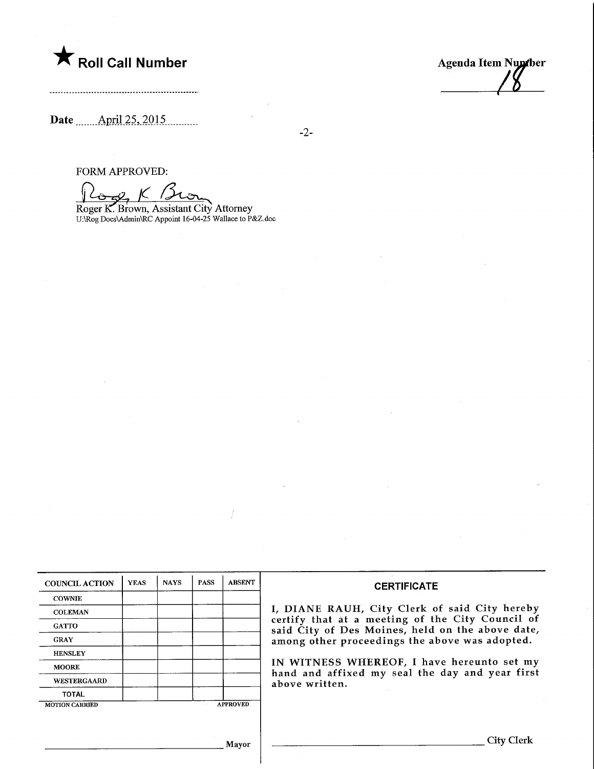★ **Roll Call Number**

**Agenda Item Number**

18

**Date** April 25, 2015

-2-

FORM APPROVED:

Roger K. Brown, Assistant City Attorney
U:\Rog Docs\Admin\RC Appoint 16-04-25 Wallace to P&Z.doc

| COUNCIL ACTION | YEAS | NAYS | PASS | ABSENT |
|---|---|---|---|---|
| COWNIE | | | | |
| COLEMAN | | | | |
| GATTO | | | | |
| GRAY | | | | |
| HENSLEY | | | | |
| MOORE | | | | |
| WESTERGAARD | | | | |
| TOTAL | | | | |

MOTION CARRIED APPROVED

_________________________ Mayor

**CERTIFICATE**

I, DIANE RAUH, City Clerk of said City hereby certify that at a meeting of the City Council of said City of Des Moines, held on the above date, among other proceedings the above was adopted.

IN WITNESS WHEREOF, I have hereunto set my hand and affixed my seal the day and year first above written.

_________________________ City Clerk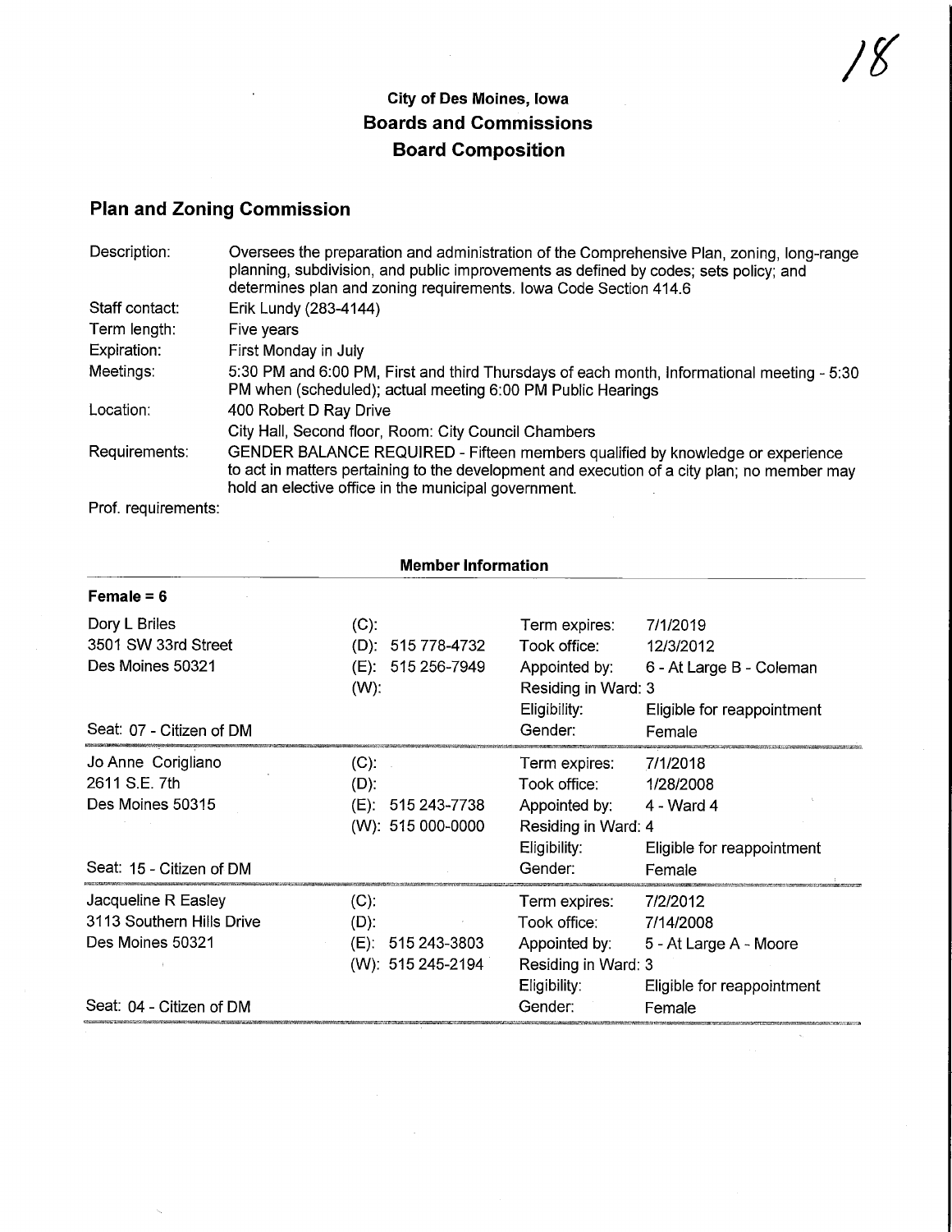18

## City of Des Moines, Iowa
## Boards and Commissions
## Board Composition

### Plan and Zoning Commission

| | |
|---|---|
| Description: | Oversees the preparation and administration of the Comprehensive Plan, zoning, long-range planning, subdivision, and public improvements as defined by codes; sets policy; and determines plan and zoning requirements. Iowa Code Section 414.6 |
| Staff contact: | Erik Lundy (283-4144) |
| Term length: | Five years |
| Expiration: | First Monday in July |
| Meetings: | 5:30 PM and 6:00 PM, First and third Thursdays of each month, Informational meeting - 5:30 PM when (scheduled); actual meeting 6:00 PM Public Hearings |
| Location: | 400 Robert D Ray Drive<br>City Hall, Second floor, Room: City Council Chambers |
| Requirements: | GENDER BALANCE REQUIRED - Fifteen members qualified by knowledge or experience to act in matters pertaining to the development and execution of a city plan; no member may hold an elective office in the municipal government. |
| Prof. requirements: | |

**Member Information**

**Female = 6**

| Member | Phone | Details | |
|---|---|---|---|
| Dory L Briles<br>3501 SW 33rd Street<br>Des Moines 50321<br><br>Seat: 07 - Citizen of DM | (C):<br>(D): 515 778-4732<br>(E): 515 256-7949<br>(W): | Term expires:<br>Took office:<br>Appointed by:<br>Residing in Ward: 3<br>Eligibility:<br>Gender: | 7/1/2019<br>12/3/2012<br>6 - At Large B - Coleman<br><br>Eligible for reappointment<br>Female |
| Jo Anne Corigliano<br>2611 S.E. 7th<br>Des Moines 50315<br><br>Seat: 15 - Citizen of DM | (C):<br>(D):<br>(E): 515 243-7738<br>(W): 515 000-0000 | Term expires:<br>Took office:<br>Appointed by:<br>Residing in Ward: 4<br>Eligibility:<br>Gender: | 7/1/2018<br>1/28/2008<br>4 - Ward 4<br><br>Eligible for reappointment<br>Female |
| Jacqueline R Easley<br>3113 Southern Hills Drive<br>Des Moines 50321<br><br>Seat: 04 - Citizen of DM | (C):<br>(D):<br>(E): 515 243-3803<br>(W): 515 245-2194 | Term expires:<br>Took office:<br>Appointed by:<br>Residing in Ward: 3<br>Eligibility:<br>Gender: | 7/2/2012<br>7/14/2008<br>5 - At Large A - Moore<br><br>Eligible for reappointment<br>Female |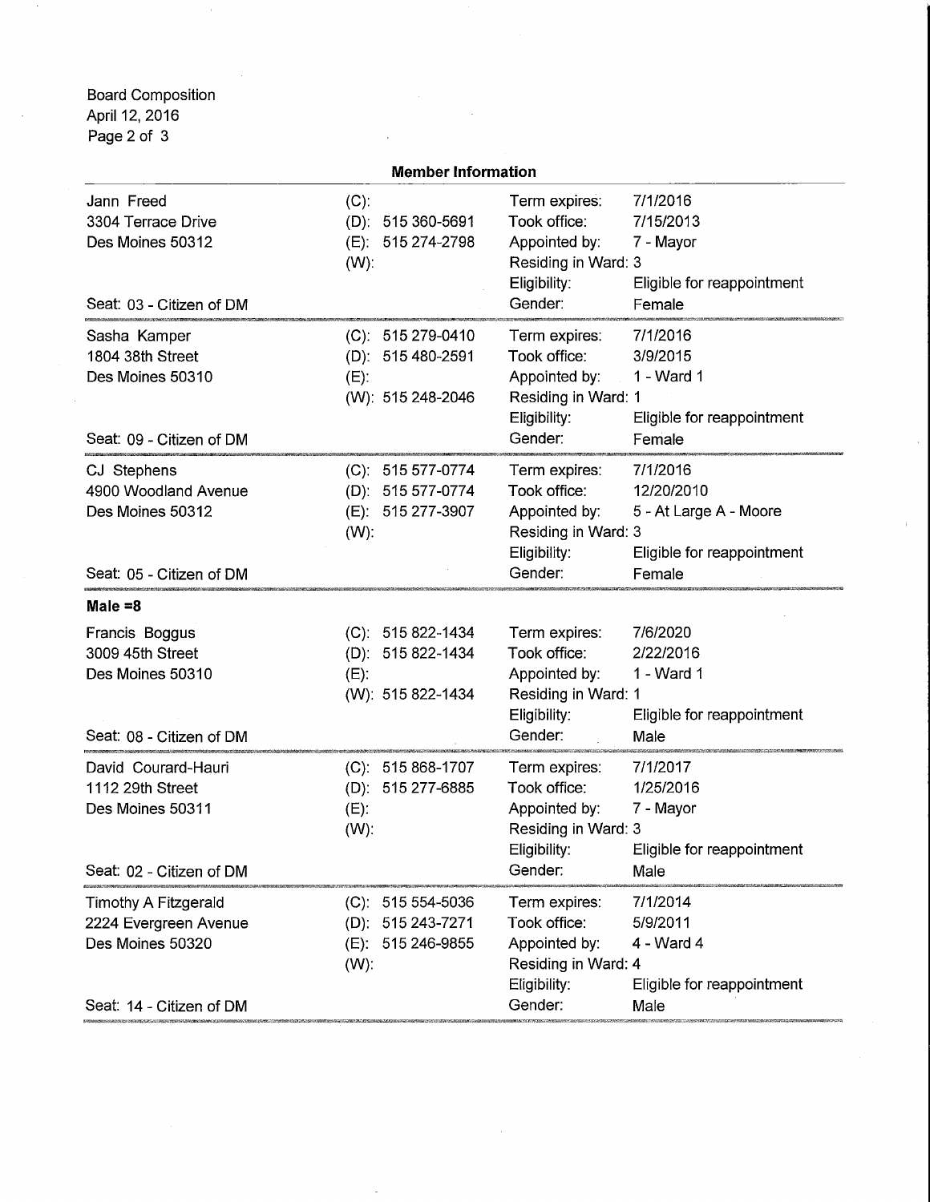**Member Information**

| | | | |
|---|---|---|---|
| Jann Freed<br>3304 Terrace Drive<br>Des Moines 50312<br><br>Seat: 03 - Citizen of DM | (C):<br>(D): 515 360-5691<br>(E): 515 274-2798<br>(W): | Term expires:<br>Took office:<br>Appointed by:<br>Residing in Ward:<br>Eligibility:<br>Gender: | 7/1/2016<br>7/15/2013<br>7 - Mayor<br>3<br>Eligible for reappointment<br>Female |
| Sasha Kamper<br>1804 38th Street<br>Des Moines 50310<br><br>Seat: 09 - Citizen of DM | (C): 515 279-0410<br>(D): 515 480-2591<br>(E):<br>(W): 515 248-2046 | Term expires:<br>Took office:<br>Appointed by:<br>Residing in Ward:<br>Eligibility:<br>Gender: | 7/1/2016<br>3/9/2015<br>1 - Ward 1<br>1<br>Eligible for reappointment<br>Female |
| CJ Stephens<br>4900 Woodland Avenue<br>Des Moines 50312<br><br>Seat: 05 - Citizen of DM | (C): 515 577-0774<br>(D): 515 577-0774<br>(E): 515 277-3907<br>(W): | Term expires:<br>Took office:<br>Appointed by:<br>Residing in Ward:<br>Eligibility:<br>Gender: | 7/1/2016<br>12/20/2010<br>5 - At Large A - Moore<br>3<br>Eligible for reappointment<br>Female |

**Male =8**

| | | | |
|---|---|---|---|
| Francis Boggus<br>3009 45th Street<br>Des Moines 50310<br><br>Seat: 08 - Citizen of DM | (C): 515 822-1434<br>(D): 515 822-1434<br>(E):<br>(W): 515 822-1434 | Term expires:<br>Took office:<br>Appointed by:<br>Residing in Ward:<br>Eligibility:<br>Gender: | 7/6/2020<br>2/22/2016<br>1 - Ward 1<br>1<br>Eligible for reappointment<br>Male |
| David Courard-Hauri<br>1112 29th Street<br>Des Moines 50311<br><br>Seat: 02 - Citizen of DM | (C): 515 868-1707<br>(D): 515 277-6885<br>(E):<br>(W): | Term expires:<br>Took office:<br>Appointed by:<br>Residing in Ward:<br>Eligibility:<br>Gender: | 7/1/2017<br>1/25/2016<br>7 - Mayor<br>3<br>Eligible for reappointment<br>Male |
| Timothy A Fitzgerald<br>2224 Evergreen Avenue<br>Des Moines 50320<br><br>Seat: 14 - Citizen of DM | (C): 515 554-5036<br>(D): 515 243-7271<br>(E): 515 246-9855<br>(W): | Term expires:<br>Took office:<br>Appointed by:<br>Residing in Ward:<br>Eligibility:<br>Gender: | 7/1/2014<br>5/9/2011<br>4 - Ward 4<br>4<br>Eligible for reappointment<br>Male |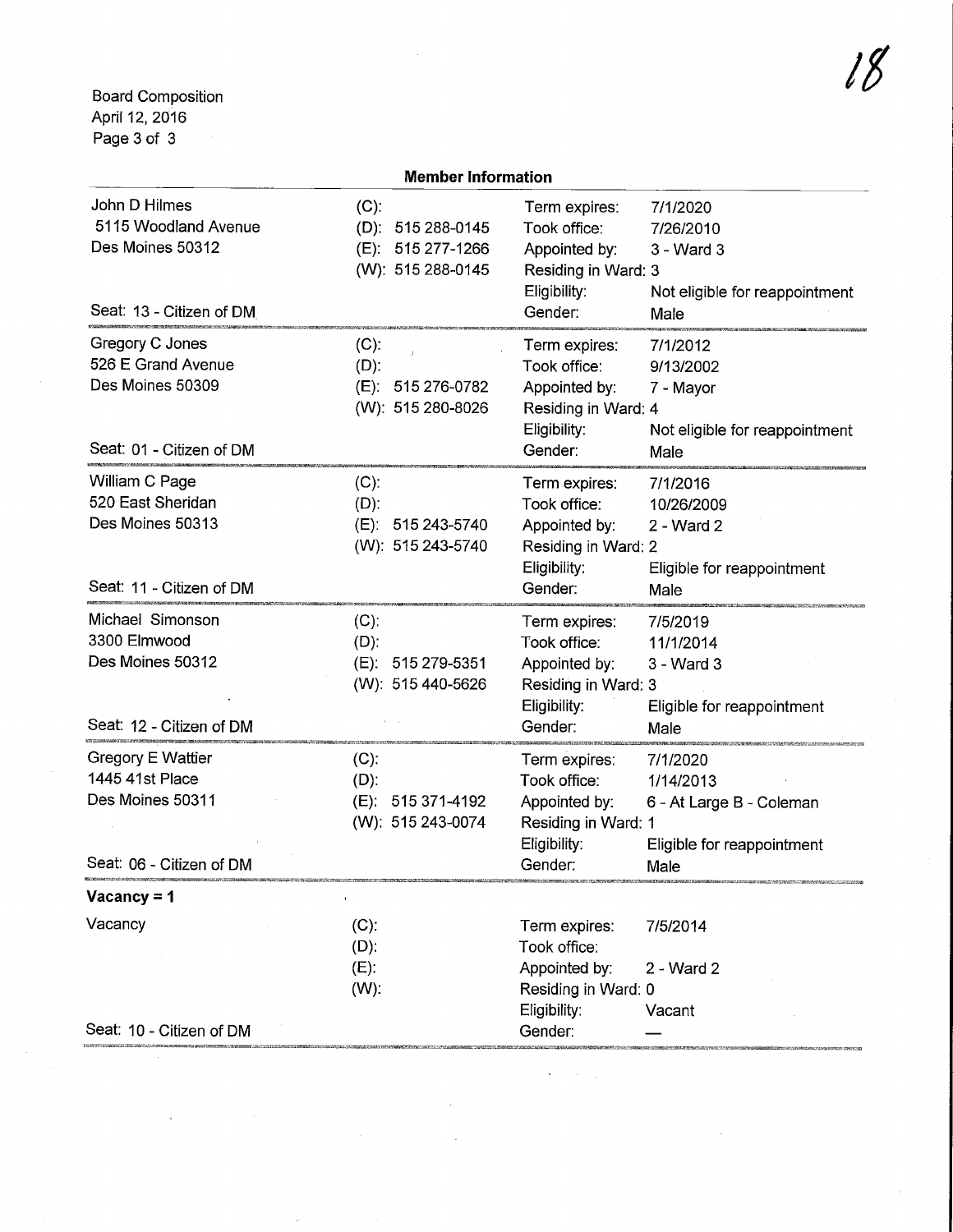Board Composition
April 12, 2016

## Member Information

| Name / Address | Phone | Field | Value |
|---|---|---|---|
| John D Hilmes<br>5115 Woodland Avenue<br>Des Moines 50312<br><br>Seat: 13 - Citizen of DM | (C):<br>(D): 515 288-0145<br>(E): 515 277-1266<br>(W): 515 288-0145 | Term expires:<br>Took office:<br>Appointed by:<br>Residing in Ward:<br>Eligibility:<br>Gender: | 7/1/2020<br>7/26/2010<br>3 - Ward 3<br>3<br>Not eligible for reappointment<br>Male |
| Gregory C Jones<br>526 E Grand Avenue<br>Des Moines 50309<br><br>Seat: 01 - Citizen of DM | (C):<br>(D):<br>(E): 515 276-0782<br>(W): 515 280-8026 | Term expires:<br>Took office:<br>Appointed by:<br>Residing in Ward:<br>Eligibility:<br>Gender: | 7/1/2012<br>9/13/2002<br>7 - Mayor<br>4<br>Not eligible for reappointment<br>Male |
| William C Page<br>520 East Sheridan<br>Des Moines 50313<br><br>Seat: 11 - Citizen of DM | (C):<br>(D):<br>(E): 515 243-5740<br>(W): 515 243-5740 | Term expires:<br>Took office:<br>Appointed by:<br>Residing in Ward:<br>Eligibility:<br>Gender: | 7/1/2016<br>10/26/2009<br>2 - Ward 2<br>2<br>Eligible for reappointment<br>Male |
| Michael Simonson<br>3300 Elmwood<br>Des Moines 50312<br><br>Seat: 12 - Citizen of DM | (C):<br>(D):<br>(E): 515 279-5351<br>(W): 515 440-5626 | Term expires:<br>Took office:<br>Appointed by:<br>Residing in Ward:<br>Eligibility:<br>Gender: | 7/5/2019<br>11/1/2014<br>3 - Ward 3<br>3<br>Eligible for reappointment<br>Male |
| Gregory E Wattier<br>1445 41st Place<br>Des Moines 50311<br><br>Seat: 06 - Citizen of DM | (C):<br>(D):<br>(E): 515 371-4192<br>(W): 515 243-0074 | Term expires:<br>Took office:<br>Appointed by:<br>Residing in Ward:<br>Eligibility:<br>Gender: | 7/1/2020<br>1/14/2013<br>6 - At Large B - Coleman<br>1<br>Eligible for reappointment<br>Male |

**Vacancy = 1**

| Name / Address | Phone | Field | Value |
|---|---|---|---|
| Vacancy<br><br><br><br><br>Seat: 10 - Citizen of DM | (C):<br>(D):<br>(E):<br>(W): | Term expires:<br>Took office:<br>Appointed by:<br>Residing in Ward:<br>Eligibility:<br>Gender: | 7/5/2014<br><br>2 - Ward 2<br>0<br>Vacant<br>— |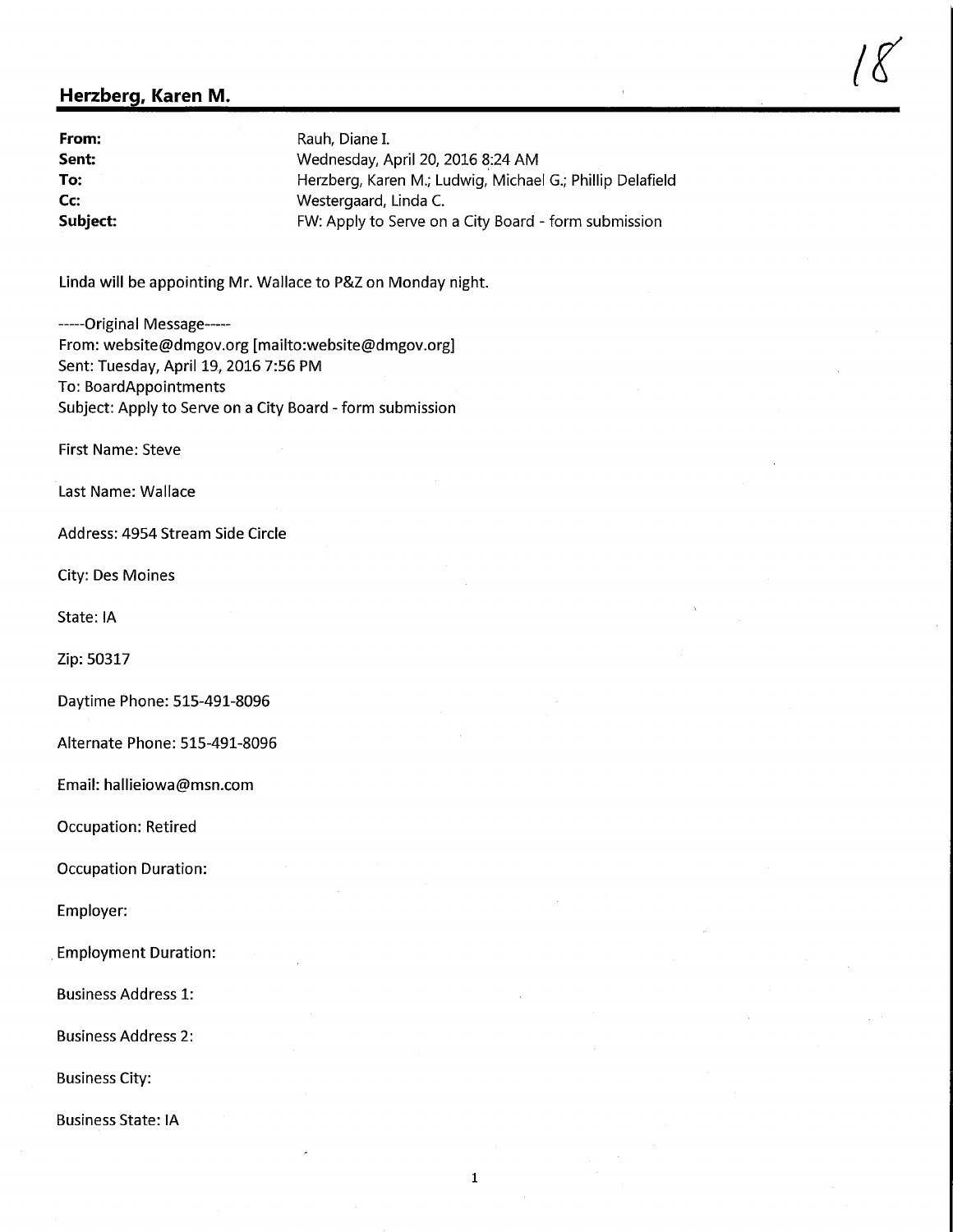18

## Herzberg, Karen M.

**From:** Rauh, Diane I.
**Sent:** Wednesday, April 20, 2016 8:24 AM
**To:** Herzberg, Karen M.; Ludwig, Michael G.; Phillip Delafield
**Cc:** Westergaard, Linda C.
**Subject:** FW: Apply to Serve on a City Board - form submission

Linda will be appointing Mr. Wallace to P&Z on Monday night.

-----Original Message-----
From: website@dmgov.org [mailto:website@dmgov.org]
Sent: Tuesday, April 19, 2016 7:56 PM
To: BoardAppointments
Subject: Apply to Serve on a City Board - form submission

First Name: Steve

Last Name: Wallace

Address: 4954 Stream Side Circle

City: Des Moines

State: IA

Zip: 50317

Daytime Phone: 515-491-8096

Alternate Phone: 515-491-8096

Email: hallieiowa@msn.com

Occupation: Retired

Occupation Duration:

Employer:

Employment Duration:

Business Address 1:

Business Address 2:

Business City:

Business State: IA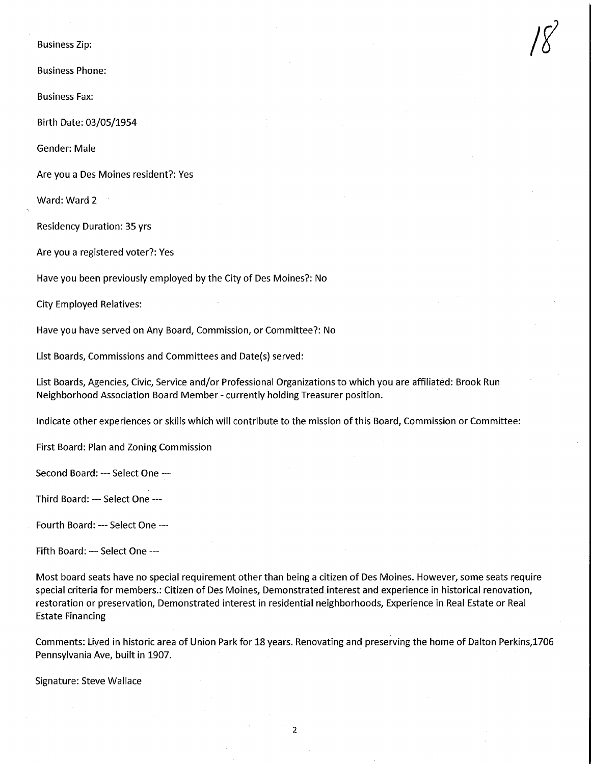18

Business Zip:

Business Phone:

Business Fax:

Birth Date: 03/05/1954

Gender: Male

Are you a Des Moines resident?: Yes

Ward: Ward 2

Residency Duration: 35 yrs

Are you a registered voter?: Yes

Have you been previously employed by the City of Des Moines?: No

City Employed Relatives:

Have you have served on Any Board, Commission, or Committee?: No

List Boards, Commissions and Committees and Date(s) served:

List Boards, Agencies, Civic, Service and/or Professional Organizations to which you are affiliated: Brook Run Neighborhood Association Board Member - currently holding Treasurer position.

Indicate other experiences or skills which will contribute to the mission of this Board, Commission or Committee:

First Board: Plan and Zoning Commission

Second Board: --- Select One ---

Third Board: --- Select One ---

Fourth Board: --- Select One ---

Fifth Board: --- Select One ---

Most board seats have no special requirement other than being a citizen of Des Moines. However, some seats require special criteria for members.: Citizen of Des Moines, Demonstrated interest and experience in historical renovation, restoration or preservation, Demonstrated interest in residential neighborhoods, Experience in Real Estate or Real Estate Financing

Comments: Lived in historic area of Union Park for 18 years. Renovating and preserving the home of Dalton Perkins,1706 Pennsylvania Ave, built in 1907.

Signature: Steve Wallace